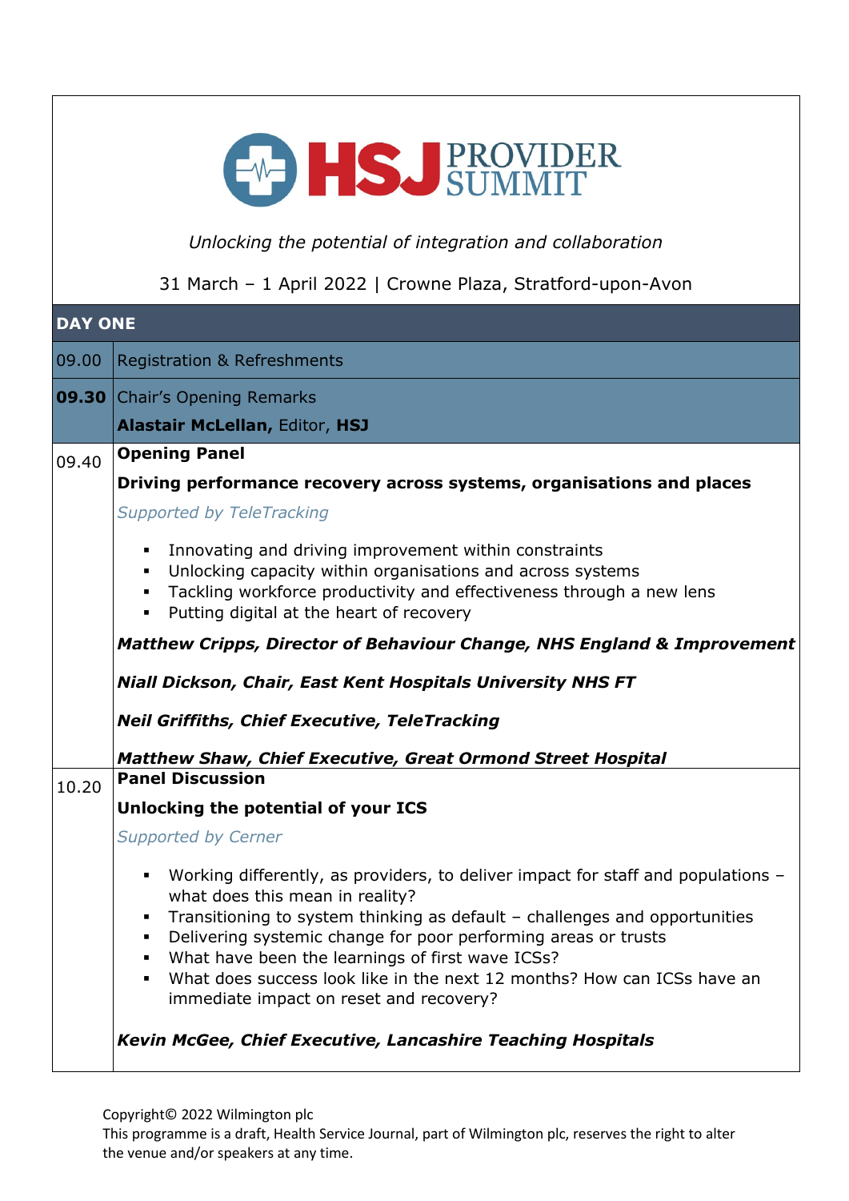# HSJ PROVIDER SUMMIT

*Unlocking the potential of integration and collaboration*

31 March – 1 April 2022 | Crowne Plaza, Stratford-upon-Avon

## DAY ONE

| Time | Session |
|---|---|
| 09.00 | Registration & Refreshments |
| **09.30** | Chair's Opening Remarks<br>**Alastair McLellan,** Editor, **HSJ** |
| 09.40 | **Opening Panel**<br>**Driving performance recovery across systems, organisations and places**<br>*Supported by TeleTracking*<br>▪ Innovating and driving improvement within constraints<br>▪ Unlocking capacity within organisations and across systems<br>▪ Tackling workforce productivity and effectiveness through a new lens<br>▪ Putting digital at the heart of recovery<br>***Matthew Cripps, Director of Behaviour Change, NHS England & Improvement***<br>***Niall Dickson, Chair, East Kent Hospitals University NHS FT***<br>***Neil Griffiths, Chief Executive, TeleTracking***<br>***Matthew Shaw, Chief Executive, Great Ormond Street Hospital*** |
| 10.20 | **Panel Discussion**<br>**Unlocking the potential of your ICS**<br>*Supported by Cerner*<br>▪ Working differently, as providers, to deliver impact for staff and populations – what does this mean in reality?<br>▪ Transitioning to system thinking as default – challenges and opportunities<br>▪ Delivering systemic change for poor performing areas or trusts<br>▪ What have been the learnings of first wave ICSs?<br>▪ What does success look like in the next 12 months? How can ICSs have an immediate impact on reset and recovery?<br>***Kevin McGee, Chief Executive, Lancashire Teaching Hospitals*** |

Copyright© 2022 Wilmington plc
This programme is a draft, Health Service Journal, part of Wilmington plc, reserves the right to alter the venue and/or speakers at any time.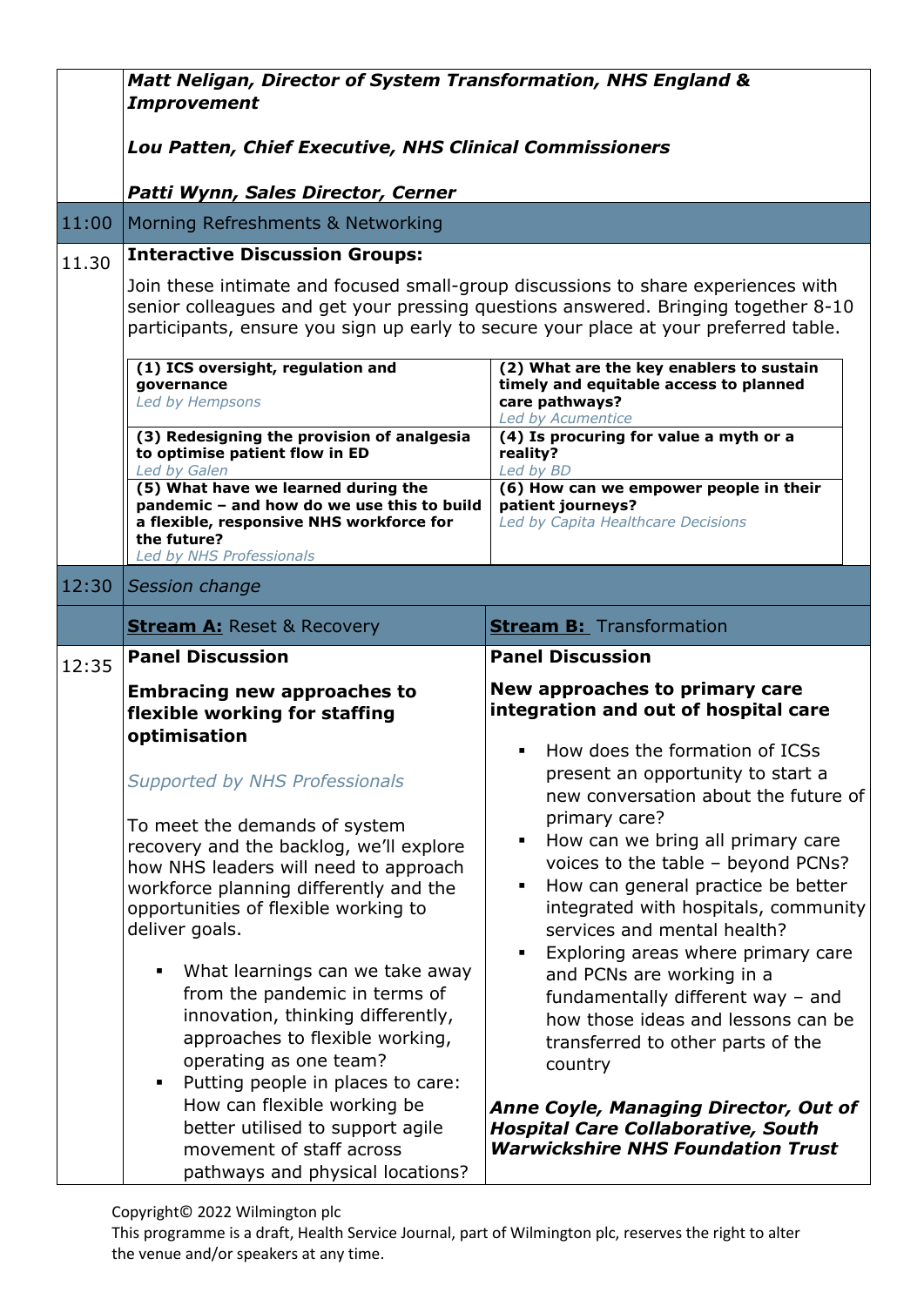***Matt Neligan, Director of System Transformation, NHS England & Improvement***

***Lou Patten, Chief Executive, NHS Clinical Commissioners***

***Patti Wynn, Sales Director, Cerner***

**11:00** Morning Refreshments & Networking

**11.30** **Interactive Discussion Groups:**

Join these intimate and focused small-group discussions to share experiences with senior colleagues and get your pressing questions answered. Bringing together 8-10 participants, ensure you sign up early to secure your place at your preferred table.

| | |
|---|---|
| **(1) ICS oversight, regulation and governance**<br>*Led by Hempsons* | **(2) What are the key enablers to sustain timely and equitable access to planned care pathways?**<br>*Led by Acumentice* |
| **(3) Redesigning the provision of analgesia to optimise patient flow in ED**<br>*Led by Galen* | **(4) Is procuring for value a myth or a reality?**<br>*Led by BD* |
| **(5) What have we learned during the pandemic – and how do we use this to build a flexible, responsive NHS workforce for the future?**<br>*Led by NHS Professionals* | **(6) How can we empower people in their patient journeys?**<br>*Led by Capita Healthcare Decisions* |

**12:30** *Session change*

## Stream A: Reset & Recovery

**12:35** **Panel Discussion**

### Embracing new approaches to flexible working for staffing optimisation

*Supported by NHS Professionals*

To meet the demands of system recovery and the backlog, we'll explore how NHS leaders will need to approach workforce planning differently and the opportunities of flexible working to deliver goals.

- What learnings can we take away from the pandemic in terms of innovation, thinking differently, approaches to flexible working, operating as one team?
- Putting people in places to care: How can flexible working be better utilised to support agile movement of staff across pathways and physical locations?

## Stream B: Transformation

**12:35** **Panel Discussion**

### New approaches to primary care integration and out of hospital care

- How does the formation of ICSs present an opportunity to start a new conversation about the future of primary care?
- How can we bring all primary care voices to the table – beyond PCNs?
- How can general practice be better integrated with hospitals, community services and mental health?
- Exploring areas where primary care and PCNs are working in a fundamentally different way – and how those ideas and lessons can be transferred to other parts of the country

***Anne Coyle, Managing Director, Out of Hospital Care Collaborative, South Warwickshire NHS Foundation Trust***

Copyright© 2022 Wilmington plc
This programme is a draft, Health Service Journal, part of Wilmington plc, reserves the right to alter the venue and/or speakers at any time.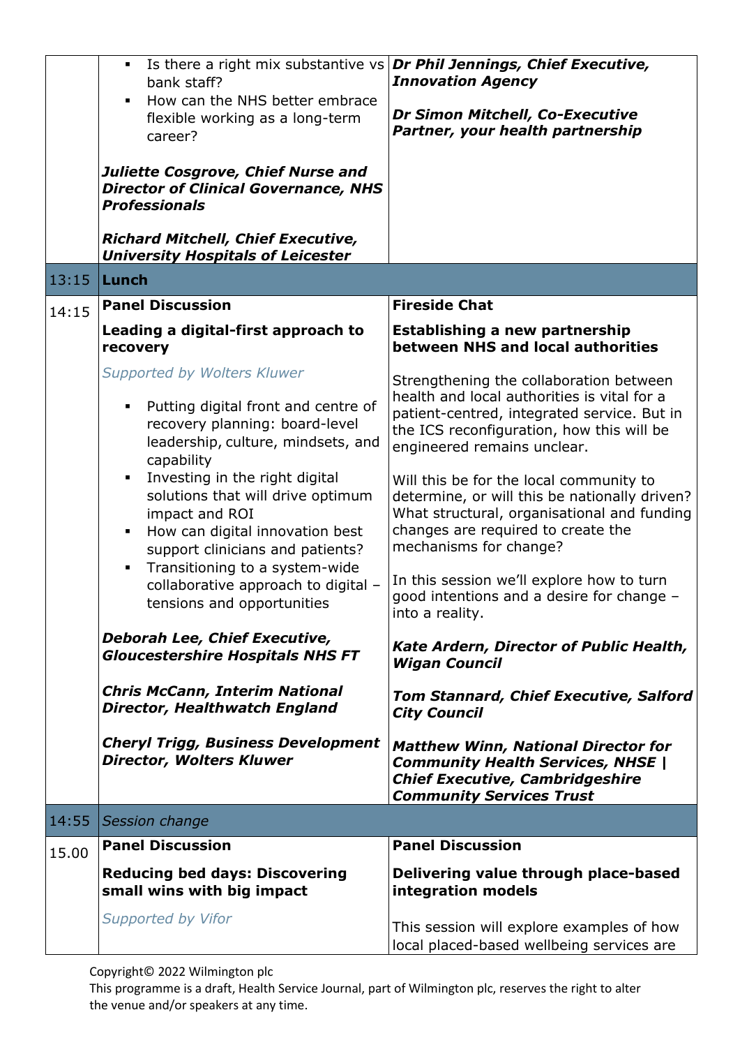| | | |
|---|---|---|
| | ▪ Is there a right mix substantive vs bank staff?<br>▪ How can the NHS better embrace flexible working as a long-term career?<br><br>***Juliette Cosgrove, Chief Nurse and Director of Clinical Governance, NHS Professionals***<br><br>***Richard Mitchell, Chief Executive, University Hospitals of Leicester*** | ***Dr Phil Jennings, Chief Executive, Innovation Agency***<br><br>***Dr Simon Mitchell, Co-Executive Partner, your health partnership*** |
| 13:15 | **Lunch** | |
| 14:15 | **Panel Discussion**<br><br>**Leading a digital-first approach to recovery**<br><br>*Supported by Wolters Kluwer*<br><br>▪ Putting digital front and centre of recovery planning: board-level leadership, culture, mindsets, and capability<br>▪ Investing in the right digital solutions that will drive optimum impact and ROI<br>▪ How can digital innovation best support clinicians and patients?<br>▪ Transitioning to a system-wide collaborative approach to digital – tensions and opportunities<br><br>***Deborah Lee, Chief Executive, Gloucestershire Hospitals NHS FT***<br><br>***Chris McCann, Interim National Director, Healthwatch England***<br><br>***Cheryl Trigg, Business Development Director, Wolters Kluwer*** | **Fireside Chat**<br><br>**Establishing a new partnership between NHS and local authorities**<br><br>Strengthening the collaboration between health and local authorities is vital for a patient-centred, integrated service. But in the ICS reconfiguration, how this will be engineered remains unclear.<br><br>Will this be for the local community to determine, or will this be nationally driven? What structural, organisational and funding changes are required to create the mechanisms for change?<br><br>In this session we'll explore how to turn good intentions and a desire for change – into a reality.<br><br>***Kate Ardern, Director of Public Health, Wigan Council***<br><br>***Tom Stannard, Chief Executive, Salford City Council***<br><br>***Matthew Winn, National Director for Community Health Services, NHSE \| Chief Executive, Cambridgeshire Community Services Trust*** |
| 14:55 | *Session change* | |
| 15.00 | **Panel Discussion**<br><br>**Reducing bed days: Discovering small wins with big impact**<br><br>*Supported by Vifor* | **Panel Discussion**<br><br>**Delivering value through place-based integration models**<br><br>This session will explore examples of how local placed-based wellbeing services are |

Copyright© 2022 Wilmington plc
This programme is a draft, Health Service Journal, part of Wilmington plc, reserves the right to alter the venue and/or speakers at any time.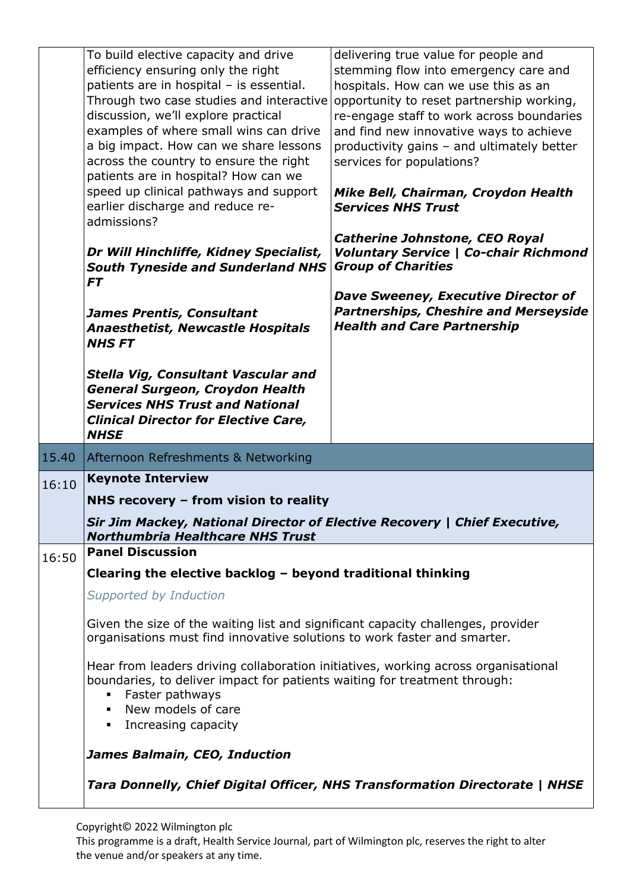| | | |
|---|---|---|
| | To build elective capacity and drive efficiency ensuring only the right patients are in hospital – is essential. Through two case studies and interactive discussion, we'll explore practical examples of where small wins can drive a big impact. How can we share lessons across the country to ensure the right patients are in hospital? How can we speed up clinical pathways and support earlier discharge and reduce re-admissions?<br><br>***Dr Will Hinchliffe, Kidney Specialist, South Tyneside and Sunderland NHS FT***<br><br>***James Prentis, Consultant Anaesthetist, Newcastle Hospitals NHS FT***<br><br>***Stella Vig, Consultant Vascular and General Surgeon, Croydon Health Services NHS Trust and National Clinical Director for Elective Care, NHSE*** | delivering true value for people and stemming flow into emergency care and hospitals. How can we use this as an opportunity to reset partnership working, re-engage staff to work across boundaries and find new innovative ways to achieve productivity gains – and ultimately better services for populations?<br><br>***Mike Bell, Chairman, Croydon Health Services NHS Trust***<br><br>***Catherine Johnstone, CEO Royal Voluntary Service \| Co-chair Richmond Group of Charities***<br><br>***Dave Sweeney, Executive Director of Partnerships, Cheshire and Merseyside Health and Care Partnership*** |
| 15.40 | Afternoon Refreshments & Networking | |
| 16:10 | **Keynote Interview**<br><br>**NHS recovery – from vision to reality**<br><br>***Sir Jim Mackey, National Director of Elective Recovery \| Chief Executive, Northumbria Healthcare NHS Trust*** | |
| 16:50 | **Panel Discussion**<br><br>**Clearing the elective backlog – beyond traditional thinking**<br><br>*Supported by Induction*<br><br>Given the size of the waiting list and significant capacity challenges, provider organisations must find innovative solutions to work faster and smarter.<br><br>Hear from leaders driving collaboration initiatives, working across organisational boundaries, to deliver impact for patients waiting for treatment through:<br>▪ Faster pathways<br>▪ New models of care<br>▪ Increasing capacity<br><br>***James Balmain, CEO, Induction***<br><br>***Tara Donnelly, Chief Digital Officer, NHS Transformation Directorate \| NHSE*** | |

Copyright© 2022 Wilmington plc
This programme is a draft, Health Service Journal, part of Wilmington plc, reserves the right to alter the venue and/or speakers at any time.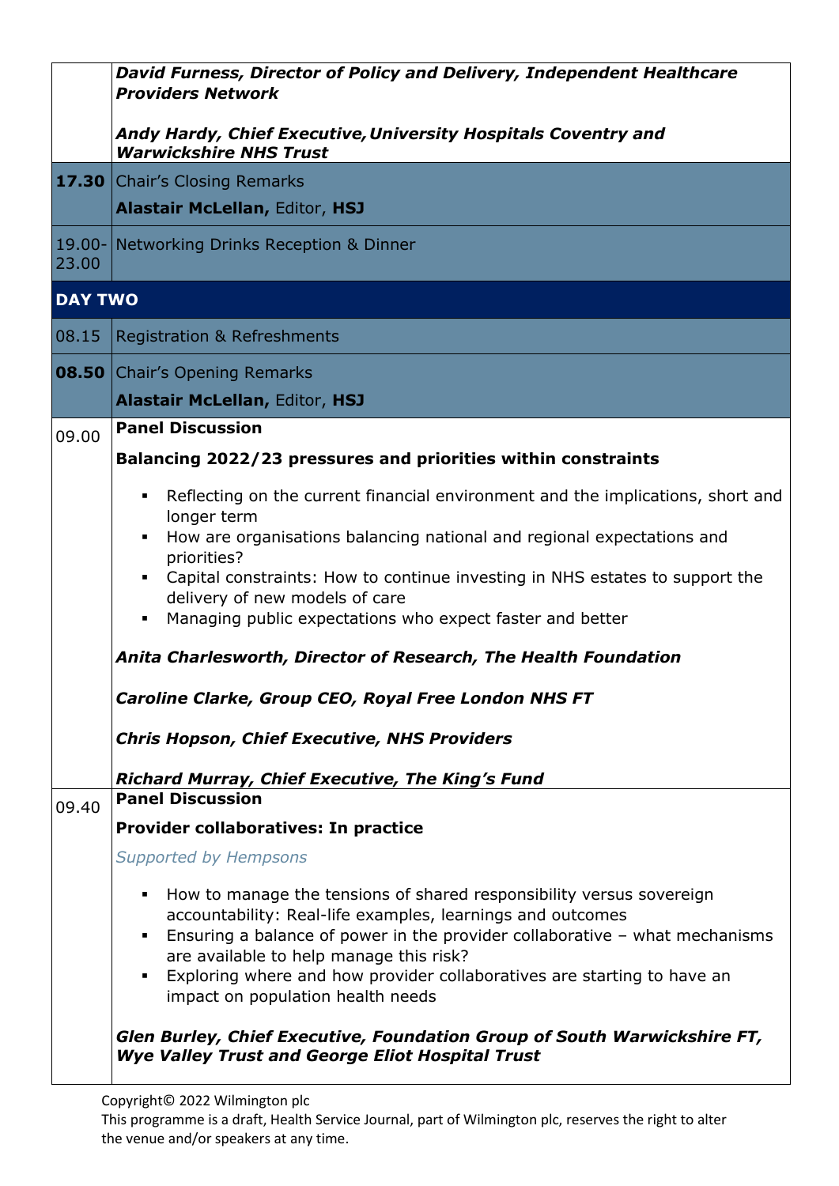| | |
|---|---|
| | ***David Furness, Director of Policy and Delivery, Independent Healthcare Providers Network*** <br><br> ***Andy Hardy, Chief Executive, University Hospitals Coventry and Warwickshire NHS Trust*** |
| **17.30** | Chair's Closing Remarks <br> **Alastair McLellan,** Editor, **HSJ** |
| 19.00-23.00 | Networking Drinks Reception & Dinner |
| **DAY TWO** | |
| 08.15 | Registration & Refreshments |
| **08.50** | Chair's Opening Remarks <br> **Alastair McLellan,** Editor, **HSJ** |
| 09.00 | **Panel Discussion** <br><br> **Balancing 2022/23 pressures and priorities within constraints** <br><br> ▪ Reflecting on the current financial environment and the implications, short and longer term <br> ▪ How are organisations balancing national and regional expectations and priorities? <br> ▪ Capital constraints: How to continue investing in NHS estates to support the delivery of new models of care <br> ▪ Managing public expectations who expect faster and better <br><br> ***Anita Charlesworth, Director of Research, The Health Foundation*** <br><br> ***Caroline Clarke, Group CEO, Royal Free London NHS FT*** <br><br> ***Chris Hopson, Chief Executive, NHS Providers*** <br><br> ***Richard Murray, Chief Executive, The King's Fund*** |
| 09.40 | **Panel Discussion** <br><br> **Provider collaboratives: In practice** <br><br> *Supported by Hempsons* <br><br> ▪ How to manage the tensions of shared responsibility versus sovereign accountability: Real-life examples, learnings and outcomes <br> ▪ Ensuring a balance of power in the provider collaborative – what mechanisms are available to help manage this risk? <br> ▪ Exploring where and how provider collaboratives are starting to have an impact on population health needs <br><br> ***Glen Burley, Chief Executive, Foundation Group of South Warwickshire FT, Wye Valley Trust and George Eliot Hospital Trust*** |

Copyright© 2022 Wilmington plc
This programme is a draft, Health Service Journal, part of Wilmington plc, reserves the right to alter the venue and/or speakers at any time.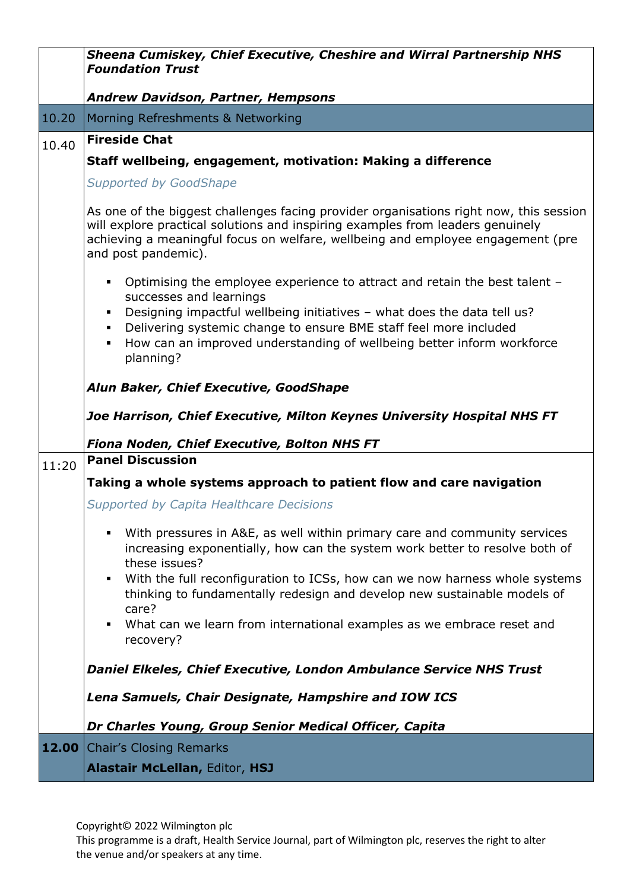| | |
|---|---|
| | ***Sheena Cumiskey, Chief Executive, Cheshire and Wirral Partnership NHS Foundation Trust***<br><br>***Andrew Davidson, Partner, Hempsons*** |
| 10.20 | Morning Refreshments & Networking |
| 10.40 | **Fireside Chat**<br><br>**Staff wellbeing, engagement, motivation: Making a difference**<br><br>*Supported by GoodShape*<br><br>As one of the biggest challenges facing provider organisations right now, this session will explore practical solutions and inspiring examples from leaders genuinely achieving a meaningful focus on welfare, wellbeing and employee engagement (pre and post pandemic).<br><br>▪ Optimising the employee experience to attract and retain the best talent – successes and learnings<br>▪ Designing impactful wellbeing initiatives – what does the data tell us?<br>▪ Delivering systemic change to ensure BME staff feel more included<br>▪ How can an improved understanding of wellbeing better inform workforce planning?<br><br>***Alun Baker, Chief Executive, GoodShape***<br><br>***Joe Harrison, Chief Executive, Milton Keynes University Hospital NHS FT***<br><br>***Fiona Noden, Chief Executive, Bolton NHS FT*** |
| 11:20 | **Panel Discussion**<br><br>**Taking a whole systems approach to patient flow and care navigation**<br><br>*Supported by Capita Healthcare Decisions*<br><br>▪ With pressures in A&E, as well within primary care and community services increasing exponentially, how can the system work better to resolve both of these issues?<br>▪ With the full reconfiguration to ICSs, how can we now harness whole systems thinking to fundamentally redesign and develop new sustainable models of care?<br>▪ What can we learn from international examples as we embrace reset and recovery?<br><br>***Daniel Elkeles, Chief Executive, London Ambulance Service NHS Trust***<br><br>***Lena Samuels, Chair Designate, Hampshire and IOW ICS***<br><br>***Dr Charles Young, Group Senior Medical Officer, Capita*** |
| **12.00** | Chair's Closing Remarks<br><br>**Alastair McLellan,** Editor, **HSJ** |

Copyright© 2022 Wilmington plc
This programme is a draft, Health Service Journal, part of Wilmington plc, reserves the right to alter the venue and/or speakers at any time.